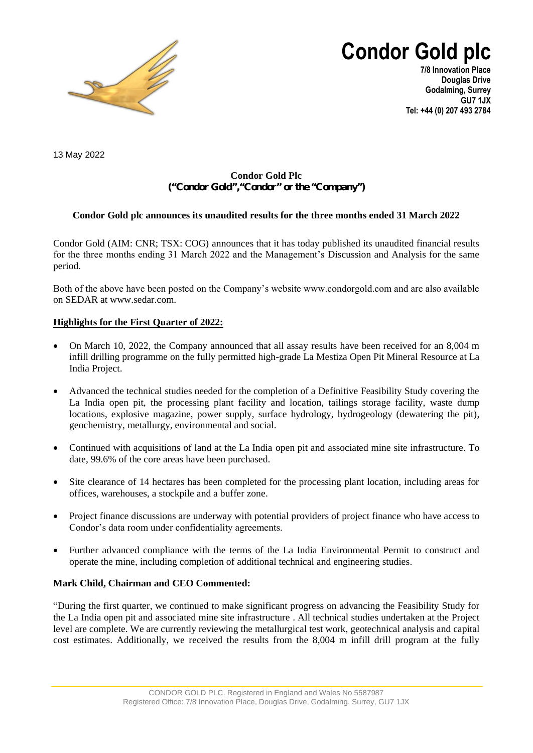# Condor Gold plc

**7/8 Innovation Place**
**Douglas Drive**
**Godalming, Surrey**
**GU7 1JX**
**Tel: +44 (0) 207 493 2784**

13 May 2022

**Condor Gold Plc**
**("Condor Gold", "Condor" or the "Company")**

**Condor Gold plc announces its unaudited results for the three months ended 31 March 2022**

Condor Gold (AIM: CNR; TSX: COG) announces that it has today published its unaudited financial results for the three months ending 31 March 2022 and the Management's Discussion and Analysis for the same period.

Both of the above have been posted on the Company's website www.condorgold.com and are also available on SEDAR at www.sedar.com.

**Highlights for the First Quarter of 2022:**

- On March 10, 2022, the Company announced that all assay results have been received for an 8,004 m infill drilling programme on the fully permitted high-grade La Mestiza Open Pit Mineral Resource at La India Project.
- Advanced the technical studies needed for the completion of a Definitive Feasibility Study covering the La India open pit, the processing plant facility and location, tailings storage facility, waste dump locations, explosive magazine, power supply, surface hydrology, hydrogeology (dewatering the pit), geochemistry, metallurgy, environmental and social.
- Continued with acquisitions of land at the La India open pit and associated mine site infrastructure. To date, 99.6% of the core areas have been purchased.
- Site clearance of 14 hectares has been completed for the processing plant location, including areas for offices, warehouses, a stockpile and a buffer zone.
- Project finance discussions are underway with potential providers of project finance who have access to Condor's data room under confidentiality agreements.
- Further advanced compliance with the terms of the La India Environmental Permit to construct and operate the mine, including completion of additional technical and engineering studies.

**Mark Child, Chairman and CEO Commented:**

"During the first quarter, we continued to make significant progress on advancing the Feasibility Study for the La India open pit and associated mine site infrastructure . All technical studies undertaken at the Project level are complete. We are currently reviewing the metallurgical test work, geotechnical analysis and capital cost estimates. Additionally, we received the results from the 8,004 m infill drill program at the fully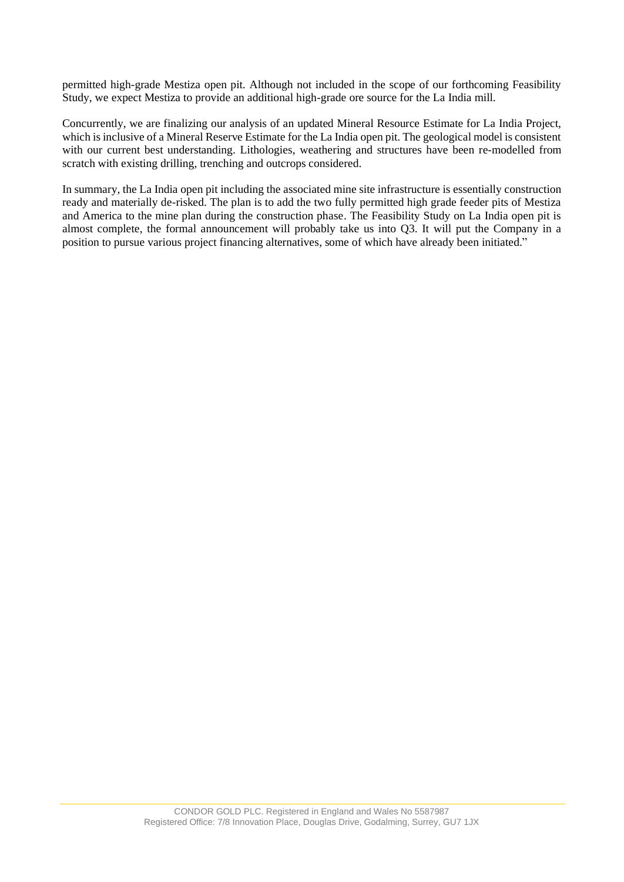permitted high-grade Mestiza open pit. Although not included in the scope of our forthcoming Feasibility Study, we expect Mestiza to provide an additional high-grade ore source for the La India mill.

Concurrently, we are finalizing our analysis of an updated Mineral Resource Estimate for La India Project, which is inclusive of a Mineral Reserve Estimate for the La India open pit. The geological model is consistent with our current best understanding. Lithologies, weathering and structures have been re-modelled from scratch with existing drilling, trenching and outcrops considered.

In summary, the La India open pit including the associated mine site infrastructure is essentially construction ready and materially de-risked. The plan is to add the two fully permitted high grade feeder pits of Mestiza and America to the mine plan during the construction phase. The Feasibility Study on La India open pit is almost complete, the formal announcement will probably take us into Q3. It will put the Company in a position to pursue various project financing alternatives, some of which have already been initiated."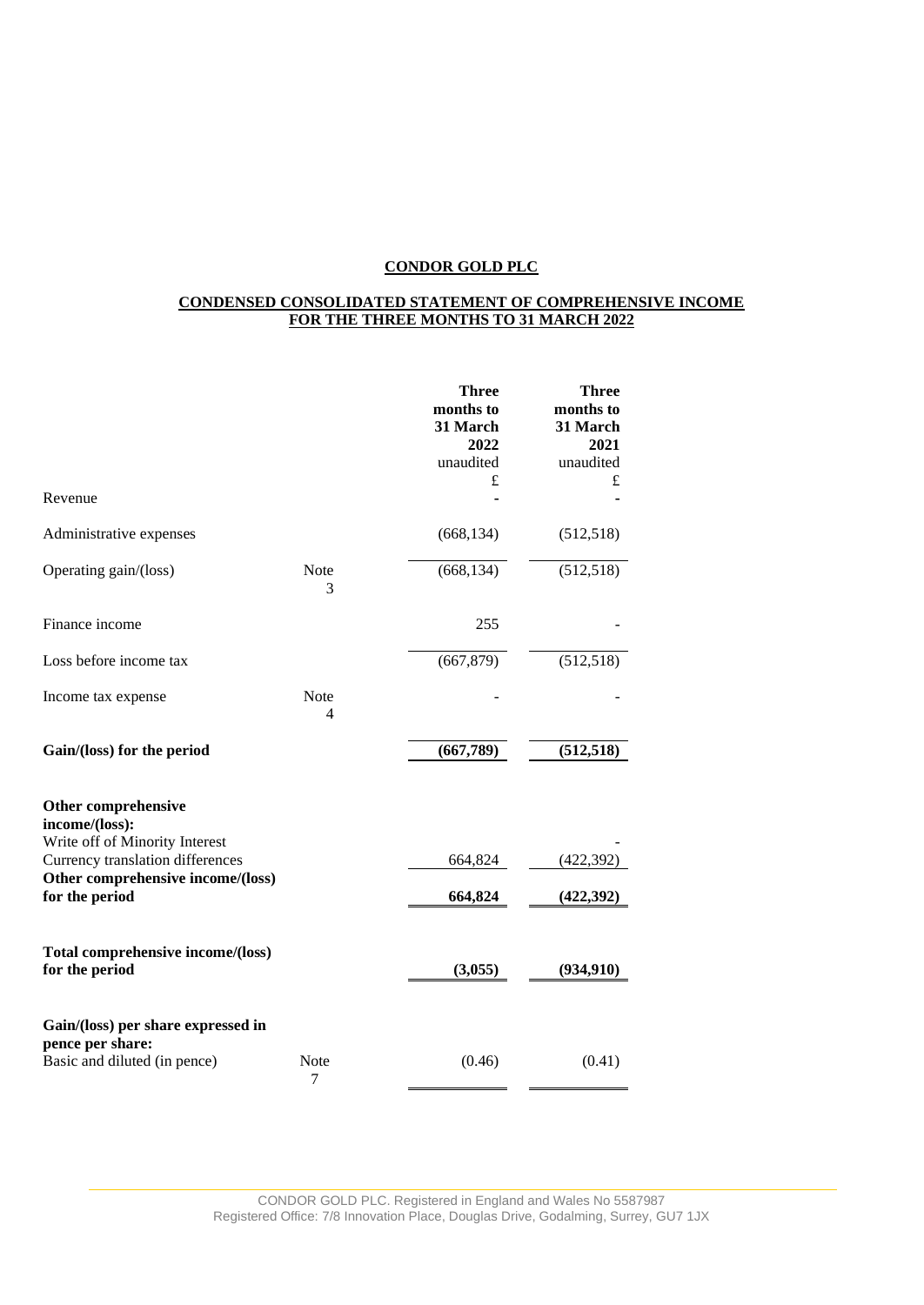**CONDOR GOLD PLC**

**CONDENSED CONSOLIDATED STATEMENT OF COMPREHENSIVE INCOME**
**FOR THE THREE MONTHS TO 31 MARCH 2022**

| | | **Three months to 31 March 2022** unaudited £ | **Three months to 31 March 2021** unaudited £ |
|---|---|---|---|
| Revenue | | - | - |
| Administrative expenses | | (668,134) | (512,518) |
| Operating gain/(loss) | Note 3 | (668,134) | (512,518) |
| Finance income | | 255 | - |
| Loss before income tax | | (667,879) | (512,518) |
| Income tax expense | Note 4 | - | - |
| **Gain/(loss) for the period** | | **(667,789)** | **(512,518)** |
| **Other comprehensive income/(loss):** | | | |
| Write off of Minority Interest | | | - |
| Currency translation differences | | 664,824 | (422,392) |
| **Other comprehensive income/(loss) for the period** | | **664,824** | **(422,392)** |
| **Total comprehensive income/(loss) for the period** | | **(3,055)** | **(934,910)** |
| **Gain/(loss) per share expressed in pence per share:** | | | |
| Basic and diluted (in pence) | Note 7 | (0.46) | (0.41) |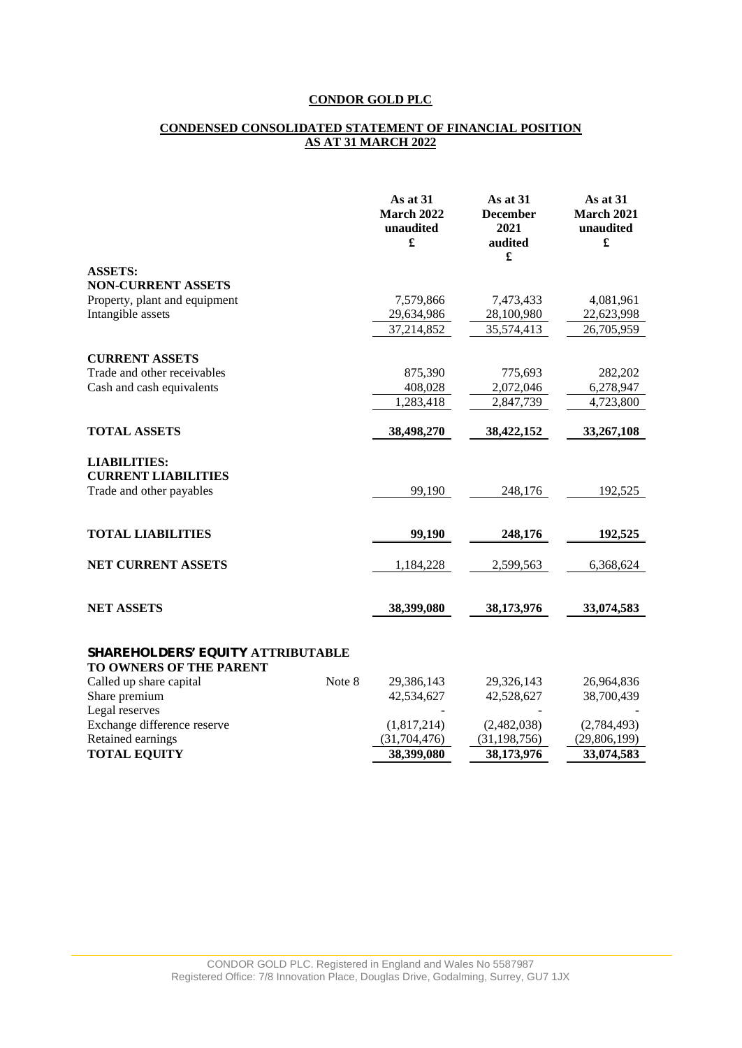# CONDOR GOLD PLC

## CONDENSED CONSOLIDATED STATEMENT OF FINANCIAL POSITION AS AT 31 MARCH 2022

| | | As at 31 March 2022 unaudited £ | As at 31 December 2021 audited £ | As at 31 March 2021 unaudited £ |
|---|---|---|---|---|
| **ASSETS:** | | | | |
| **NON-CURRENT ASSETS** | | | | |
| Property, plant and equipment | | 7,579,866 | 7,473,433 | 4,081,961 |
| Intangible assets | | 29,634,986 | 28,100,980 | 22,623,998 |
| | | 37,214,852 | 35,574,413 | 26,705,959 |
| **CURRENT ASSETS** | | | | |
| Trade and other receivables | | 875,390 | 775,693 | 282,202 |
| Cash and cash equivalents | | 408,028 | 2,072,046 | 6,278,947 |
| | | 1,283,418 | 2,847,739 | 4,723,800 |
| **TOTAL ASSETS** | | **38,498,270** | **38,422,152** | **33,267,108** |
| **LIABILITIES:** | | | | |
| **CURRENT LIABILITIES** | | | | |
| Trade and other payables | | 99,190 | 248,176 | 192,525 |
| **TOTAL LIABILITIES** | | **99,190** | **248,176** | **192,525** |
| **NET CURRENT ASSETS** | | 1,184,228 | 2,599,563 | 6,368,624 |
| **NET ASSETS** | | **38,399,080** | **38,173,976** | **33,074,583** |
| **SHAREHOLDERS' EQUITY ATTRIBUTABLE TO OWNERS OF THE PARENT** | | | | |
| Called up share capital | Note 8 | 29,386,143 | 29,326,143 | 26,964,836 |
| Share premium | | 42,534,627 | 42,528,627 | 38,700,439 |
| Legal reserves | | - | - | - |
| Exchange difference reserve | | (1,817,214) | (2,482,038) | (2,784,493) |
| Retained earnings | | (31,704,476) | (31,198,756) | (29,806,199) |
| **TOTAL EQUITY** | | **38,399,080** | **38,173,976** | **33,074,583** |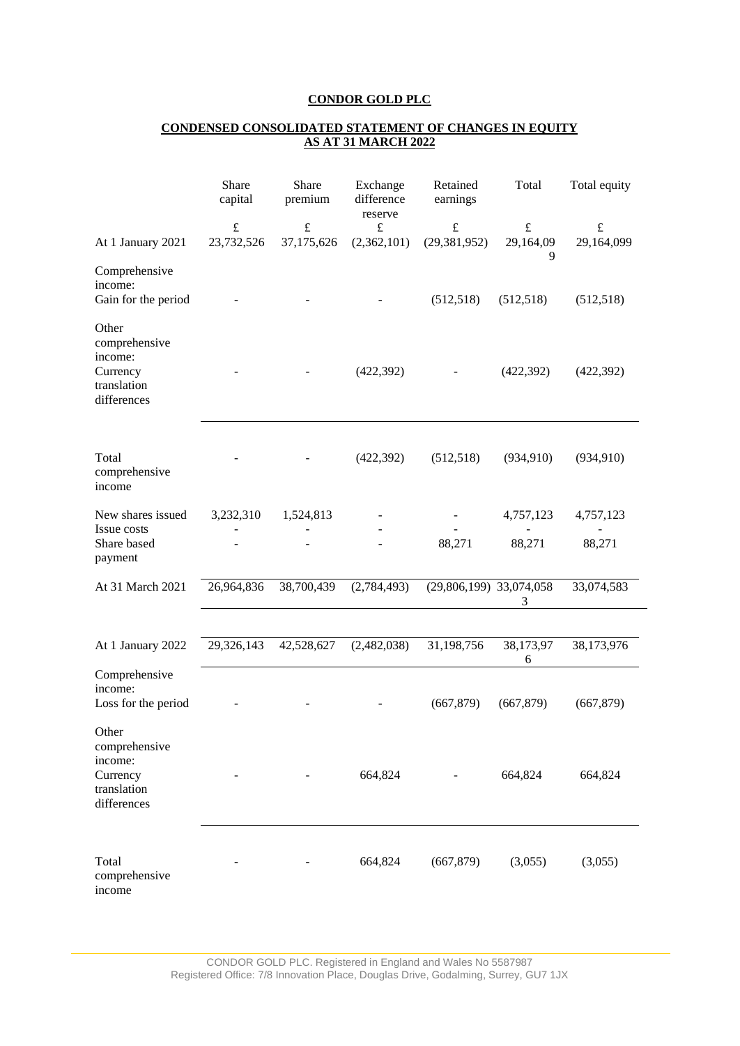**CONDOR GOLD PLC**

**CONDENSED CONSOLIDATED STATEMENT OF CHANGES IN EQUITY AS AT 31 MARCH 2022**

| | Share capital | Share premium | Exchange difference reserve | Retained earnings | Total | Total equity |
|---|---|---|---|---|---|---|
| | £ | £ | £ | £ | £ | £ |
| At 1 January 2021 | 23,732,526 | 37,175,626 | (2,362,101) | (29,381,952) | 29,164,099 | 29,164,099 |
| Comprehensive income: | | | | | | |
| Gain for the period | - | - | - | (512,518) | (512,518) | (512,518) |
| Other comprehensive income: | | | | | | |
| Currency translation differences | - | - | (422,392) | - | (422,392) | (422,392) |
| Total comprehensive income | - | - | (422,392) | (512,518) | (934,910) | (934,910) |
| New shares issued | 3,232,310 | 1,524,813 | - | - | 4,757,123 | 4,757,123 |
| Issue costs | - | - | - | - | - | - |
| Share based payment | - | - | - | 88,271 | 88,271 | 88,271 |
| At 31 March 2021 | 26,964,836 | 38,700,439 | (2,784,493) | (29,806,199) | 33,074,058 3 | 33,074,583 |
| | | | | | | |
| At 1 January 2022 | 29,326,143 | 42,528,627 | (2,482,038) | 31,198,756 | 38,173,976 | 38,173,976 |
| Comprehensive income: | | | | | | |
| Loss for the period | - | - | - | (667,879) | (667,879) | (667,879) |
| Other comprehensive income: | | | | | | |
| Currency translation differences | - | - | 664,824 | - | 664,824 | 664,824 |
| Total comprehensive income | - | - | 664,824 | (667,879) | (3,055) | (3,055) |

CONDOR GOLD PLC. Registered in England and Wales No 5587987
Registered Office: 7/8 Innovation Place, Douglas Drive, Godalming, Surrey, GU7 1JX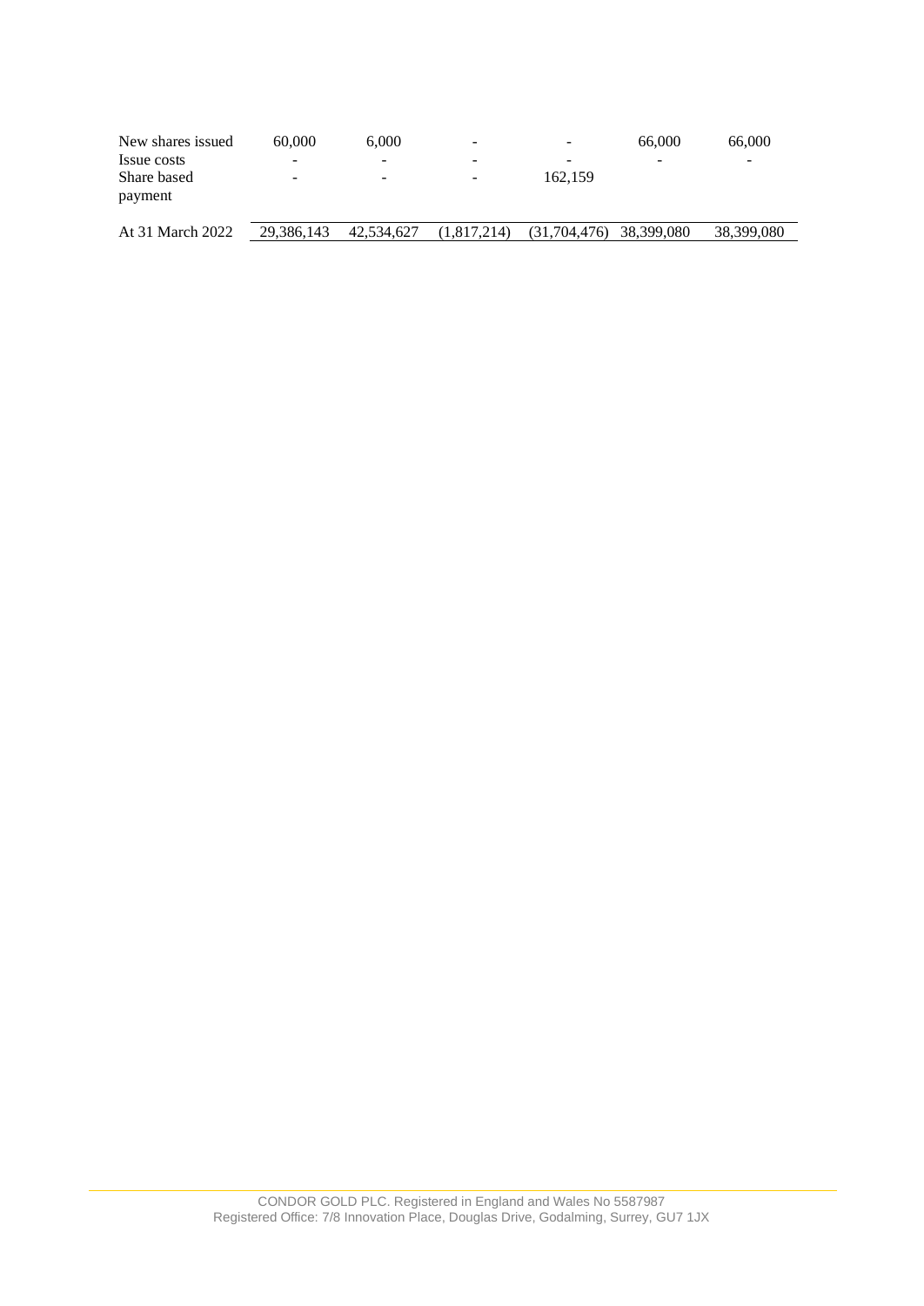| | | | | | | |
|---|---|---|---|---|---|---|
| New shares issued | 60,000 | 6,000 | - | - | 66,000 | 66,000 |
| Issue costs | - | - | - | - | - | - |
| Share based payment | - | - | - | 162,159 | | |
| At 31 March 2022 | 29,386,143 | 42,534,627 | (1,817,214) | (31,704,476) | 38,399,080 | 38,399,080 |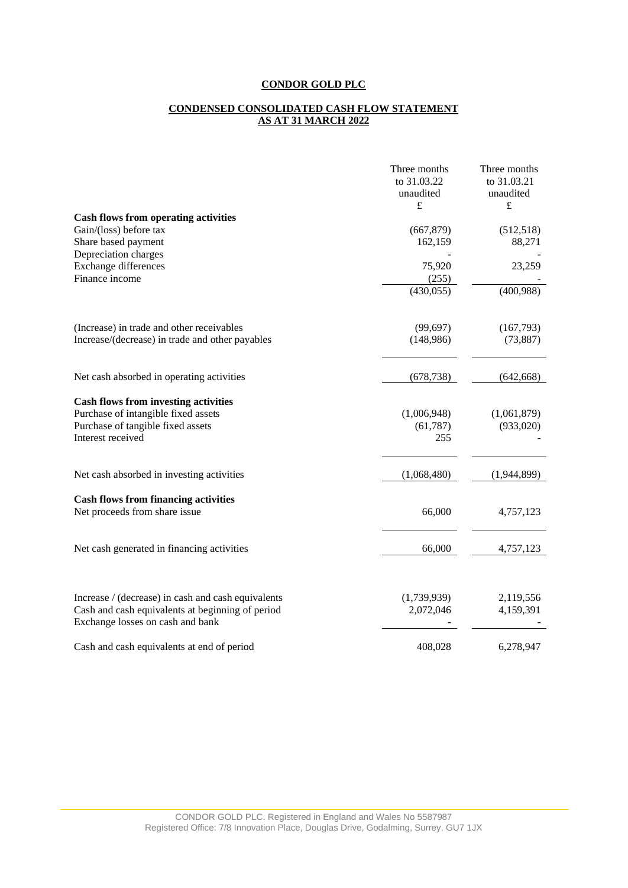**CONDOR GOLD PLC**

**CONDENSED CONSOLIDATED CASH FLOW STATEMENT AS AT 31 MARCH 2022**

| | Three months to 31.03.22 unaudited £ | Three months to 31.03.21 unaudited £ |
|---|---|---|
| **Cash flows from operating activities** | | |
| Gain/(loss) before tax | (667,879) | (512,518) |
| Share based payment | 162,159 | 88,271 |
| Depreciation charges | - | - |
| Exchange differences | 75,920 | 23,259 |
| Finance income | (255) | - |
| | (430,055) | (400,988) |
| (Increase) in trade and other receivables | (99,697) | (167,793) |
| Increase/(decrease) in trade and other payables | (148,986) | (73,887) |
| Net cash absorbed in operating activities | (678,738) | (642,668) |
| **Cash flows from investing activities** | | |
| Purchase of intangible fixed assets | (1,006,948) | (1,061,879) |
| Purchase of tangible fixed assets | (61,787) | (933,020) |
| Interest received | 255 | - |
| Net cash absorbed in investing activities | (1,068,480) | (1,944,899) |
| **Cash flows from financing activities** | | |
| Net proceeds from share issue | 66,000 | 4,757,123 |
| Net cash generated in financing activities | 66,000 | 4,757,123 |
| Increase / (decrease) in cash and cash equivalents | (1,739,939) | 2,119,556 |
| Cash and cash equivalents at beginning of period | 2,072,046 | 4,159,391 |
| Exchange losses on cash and bank | - | - |
| Cash and cash equivalents at end of period | 408,028 | 6,278,947 |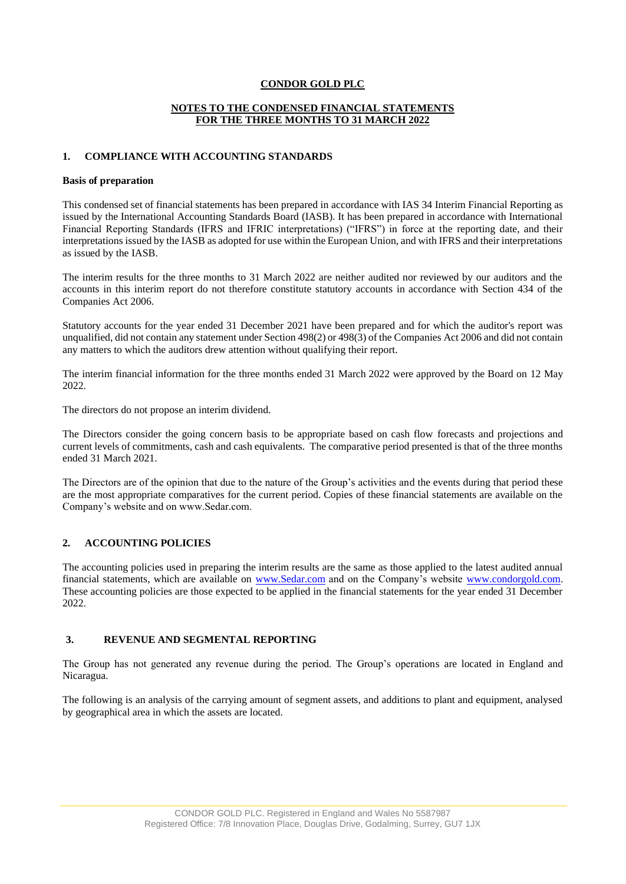**CONDOR GOLD PLC**

**NOTES TO THE CONDENSED FINANCIAL STATEMENTS**
**FOR THE THREE MONTHS TO 31 MARCH 2022**

## 1. COMPLIANCE WITH ACCOUNTING STANDARDS

**Basis of preparation**

This condensed set of financial statements has been prepared in accordance with IAS 34 Interim Financial Reporting as issued by the International Accounting Standards Board (IASB). It has been prepared in accordance with International Financial Reporting Standards (IFRS and IFRIC interpretations) ("IFRS") in force at the reporting date, and their interpretations issued by the IASB as adopted for use within the European Union, and with IFRS and their interpretations as issued by the IASB.

The interim results for the three months to 31 March 2022 are neither audited nor reviewed by our auditors and the accounts in this interim report do not therefore constitute statutory accounts in accordance with Section 434 of the Companies Act 2006.

Statutory accounts for the year ended 31 December 2021 have been prepared and for which the auditor's report was unqualified, did not contain any statement under Section 498(2) or 498(3) of the Companies Act 2006 and did not contain any matters to which the auditors drew attention without qualifying their report.

The interim financial information for the three months ended 31 March 2022 were approved by the Board on 12 May 2022.

The directors do not propose an interim dividend.

The Directors consider the going concern basis to be appropriate based on cash flow forecasts and projections and current levels of commitments, cash and cash equivalents. The comparative period presented is that of the three months ended 31 March 2021.

The Directors are of the opinion that due to the nature of the Group's activities and the events during that period these are the most appropriate comparatives for the current period. Copies of these financial statements are available on the Company's website and on www.Sedar.com.

## 2. ACCOUNTING POLICIES

The accounting policies used in preparing the interim results are the same as those applied to the latest audited annual financial statements, which are available on www.Sedar.com and on the Company's website www.condorgold.com. These accounting policies are those expected to be applied in the financial statements for the year ended 31 December 2022.

## 3. REVENUE AND SEGMENTAL REPORTING

The Group has not generated any revenue during the period. The Group's operations are located in England and Nicaragua.

The following is an analysis of the carrying amount of segment assets, and additions to plant and equipment, analysed by geographical area in which the assets are located.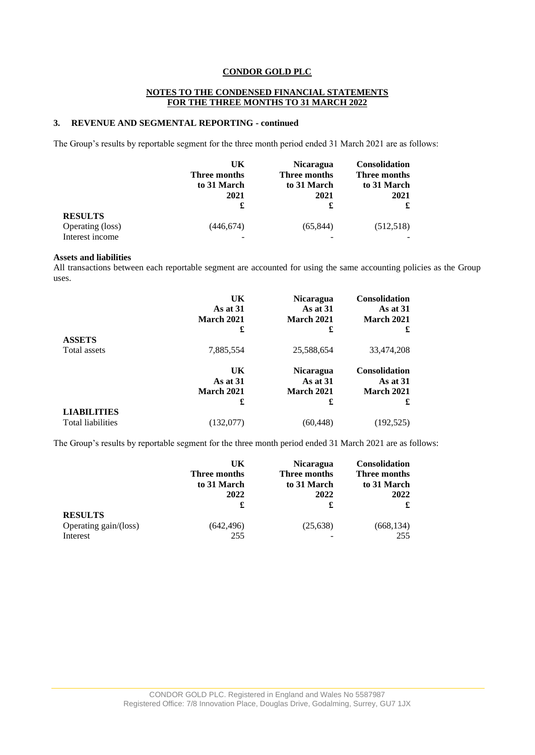**CONDOR GOLD PLC**

**NOTES TO THE CONDENSED FINANCIAL STATEMENTS FOR THE THREE MONTHS TO 31 MARCH 2022**

### 3. REVENUE AND SEGMENTAL REPORTING - continued

The Group's results by reportable segment for the three month period ended 31 March 2021 are as follows:

| | UK Three months to 31 March 2021 £ | Nicaragua Three months to 31 March 2021 £ | Consolidation Three months to 31 March 2021 £ |
|---|---|---|---|
| **RESULTS** | | | |
| Operating (loss) | (446,674) | (65,844) | (512,518) |
| Interest income | - | - | - |

**Assets and liabilities**

All transactions between each reportable segment are accounted for using the same accounting policies as the Group uses.

| | UK As at 31 March 2021 £ | Nicaragua As at 31 March 2021 £ | Consolidation As at 31 March 2021 £ |
|---|---|---|---|
| **ASSETS** | | | |
| Total assets | 7,885,554 | 25,588,654 | 33,474,208 |

| | UK As at 31 March 2021 £ | Nicaragua As at 31 March 2021 £ | Consolidation As at 31 March 2021 £ |
|---|---|---|---|
| **LIABILITIES** | | | |
| Total liabilities | (132,077) | (60,448) | (192,525) |

The Group's results by reportable segment for the three month period ended 31 March 2021 are as follows:

| | UK Three months to 31 March 2022 £ | Nicaragua Three months to 31 March 2022 £ | Consolidation Three months to 31 March 2022 £ |
|---|---|---|---|
| **RESULTS** | | | |
| Operating gain/(loss) | (642,496) | (25,638) | (668,134) |
| Interest | 255 | - | 255 |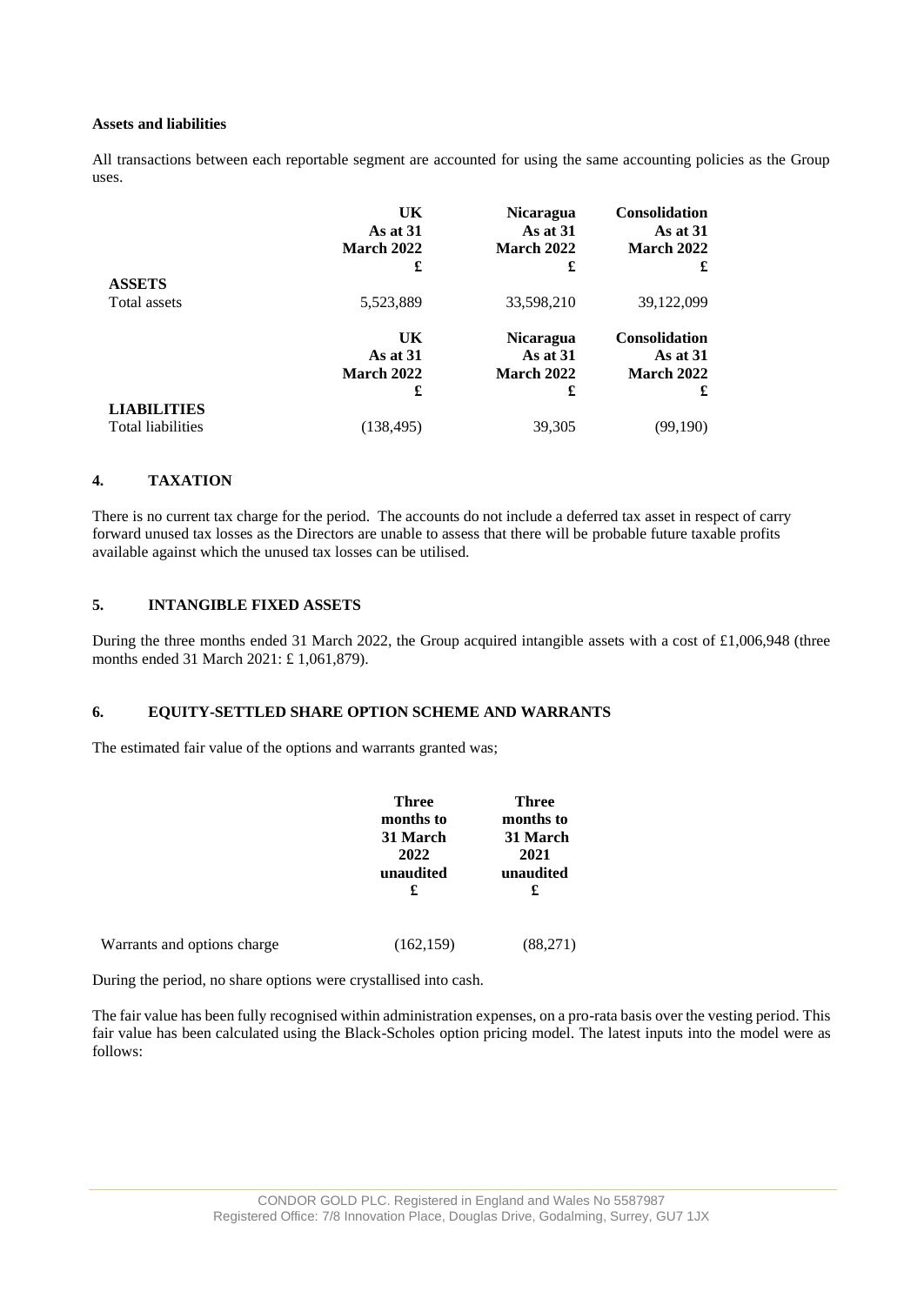**Assets and liabilities**

All transactions between each reportable segment are accounted for using the same accounting policies as the Group uses.

| | UK As at 31 March 2022 £ | Nicaragua As at 31 March 2022 £ | Consolidation As at 31 March 2022 £ |
|---|---|---|---|
| **ASSETS** | | | |
| Total assets | 5,523,889 | 33,598,210 | 39,122,099 |

| | UK As at 31 March 2022 £ | Nicaragua As at 31 March 2022 £ | Consolidation As at 31 March 2022 £ |
|---|---|---|---|
| **LIABILITIES** | | | |
| Total liabilities | (138,495) | 39,305 | (99,190) |

## 4. TAXATION

There is no current tax charge for the period. The accounts do not include a deferred tax asset in respect of carry forward unused tax losses as the Directors are unable to assess that there will be probable future taxable profits available against which the unused tax losses can be utilised.

## 5. INTANGIBLE FIXED ASSETS

During the three months ended 31 March 2022, the Group acquired intangible assets with a cost of £1,006,948 (three months ended 31 March 2021: £ 1,061,879).

## 6. EQUITY-SETTLED SHARE OPTION SCHEME AND WARRANTS

The estimated fair value of the options and warrants granted was;

| | Three months to 31 March 2022 unaudited £ | Three months to 31 March 2021 unaudited £ |
|---|---|---|
| Warrants and options charge | (162,159) | (88,271) |

During the period, no share options were crystallised into cash.

The fair value has been fully recognised within administration expenses, on a pro-rata basis over the vesting period. This fair value has been calculated using the Black-Scholes option pricing model. The latest inputs into the model were as follows: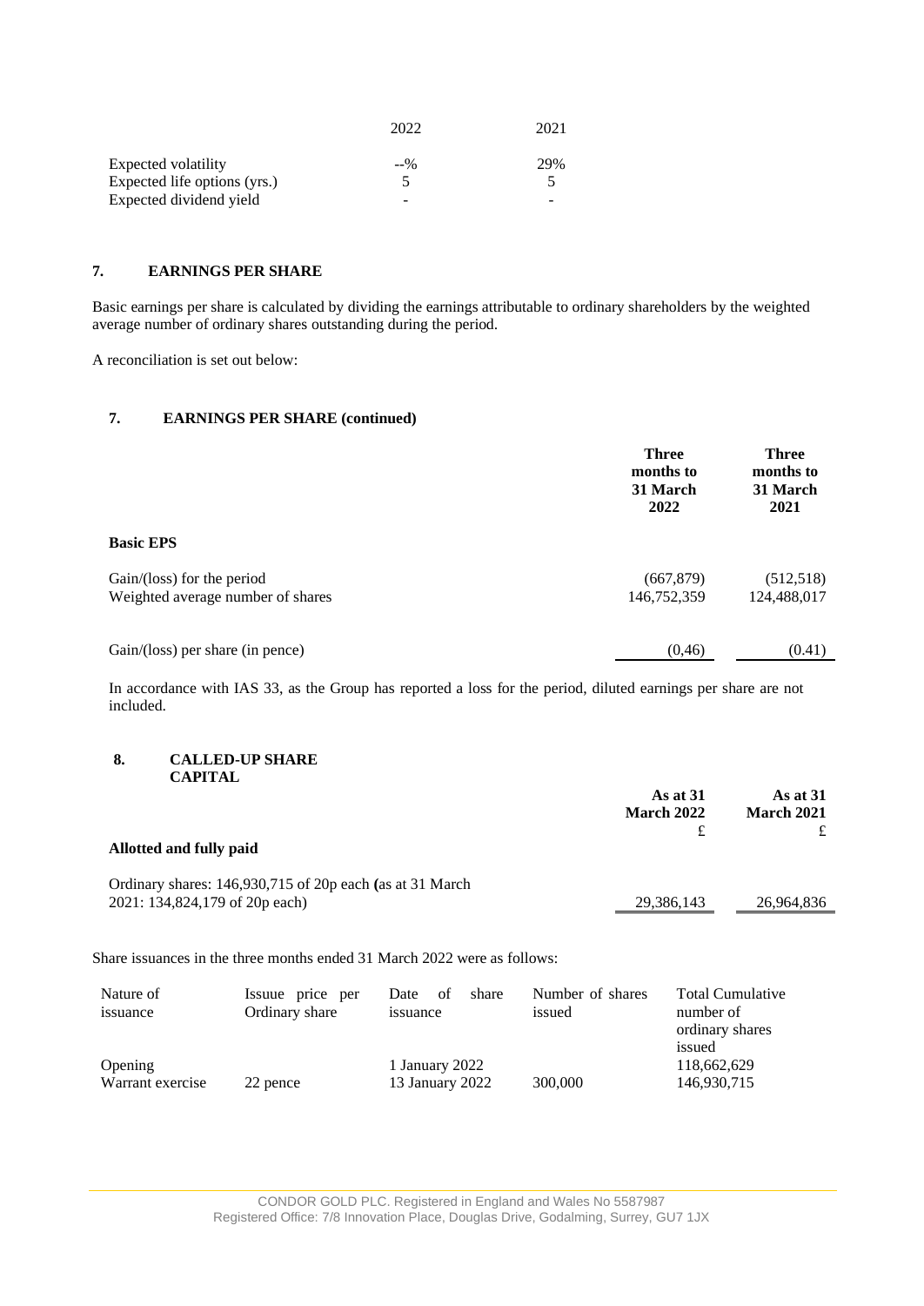| | 2022 | 2021 |
|---|---|---|
| Expected volatility | --% | 29% |
| Expected life options (yrs.) | 5 | 5 |
| Expected dividend yield | - | - |

## 7. EARNINGS PER SHARE

Basic earnings per share is calculated by dividing the earnings attributable to ordinary shareholders by the weighted average number of ordinary shares outstanding during the period.

A reconciliation is set out below:

## 7. EARNINGS PER SHARE (continued)

| | **Three months to 31 March 2022** | **Three months to 31 March 2021** |
|---|---|---|
| **Basic EPS** | | |
| Gain/(loss) for the period | (667,879) | (512,518) |
| Weighted average number of shares | 146,752,359 | 124,488,017 |
| Gain/(loss) per share (in pence) | (0,46) | (0.41) |

In accordance with IAS 33, as the Group has reported a loss for the period, diluted earnings per share are not included.

## 8. CALLED-UP SHARE CAPITAL

| | **As at 31 March 2022** £ | **As at 31 March 2021** £ |
|---|---|---|
| **Allotted and fully paid** | | |
| Ordinary shares: 146,930,715 of 20p each **(**as at 31 March 2021: 134,824,179 of 20p each) | 29,386,143 | 26,964,836 |

Share issuances in the three months ended 31 March 2022 were as follows:

| Nature of issuance | Issuue price per Ordinary share | Date of share issuance | Number of shares issued | Total Cumulative number of ordinary shares issued |
|---|---|---|---|---|
| Opening | | 1 January 2022 | | 118,662,629 |
| Warrant exercise | 22 pence | 13 January 2022 | 300,000 | 146,930,715 |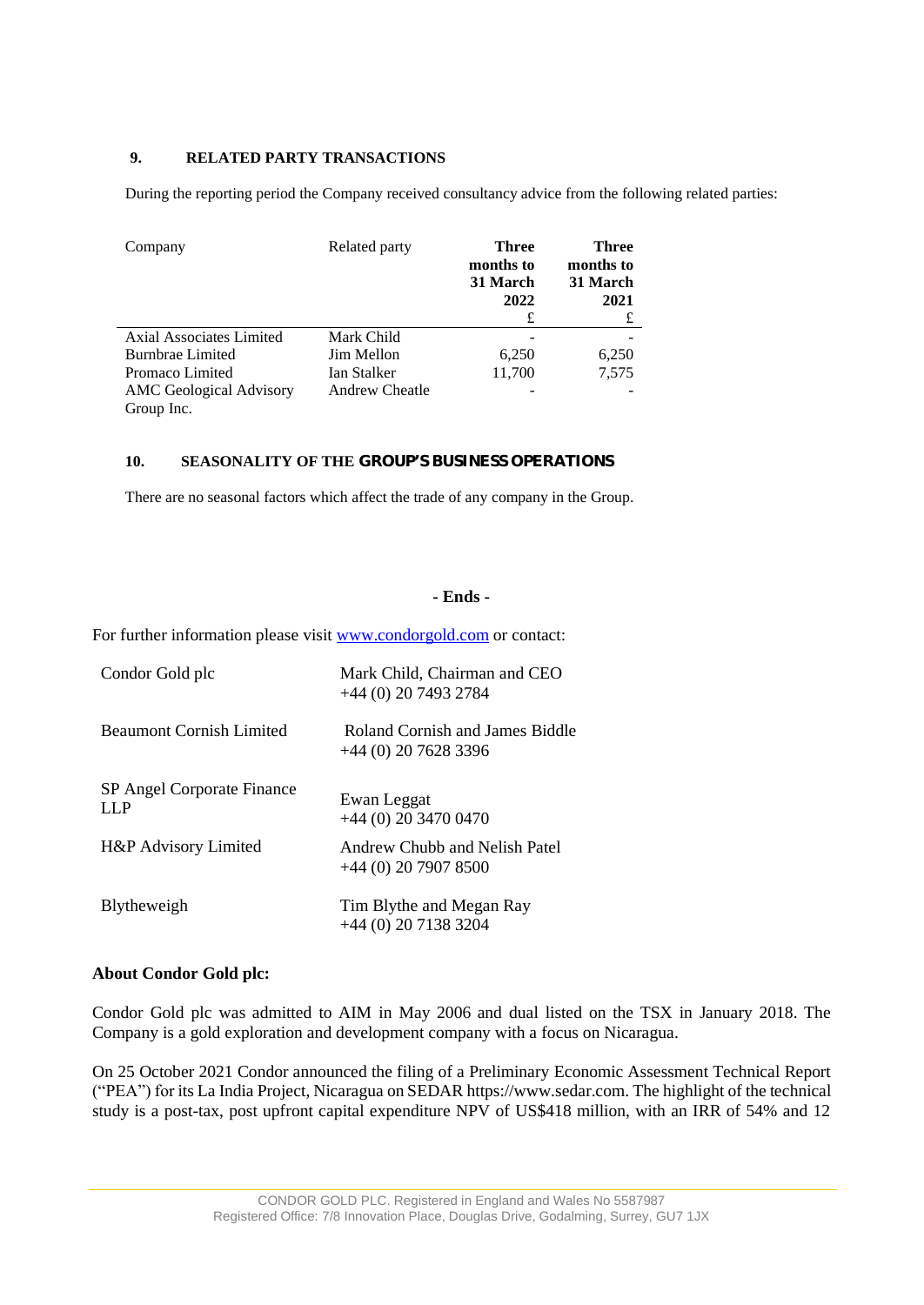### 9. RELATED PARTY TRANSACTIONS

During the reporting period the Company received consultancy advice from the following related parties:

| Company | Related party | Three months to 31 March 2022 £ | Three months to 31 March 2021 £ |
|---|---|---|---|
| Axial Associates Limited | Mark Child | - | - |
| Burnbrae Limited | Jim Mellon | 6,250 | 6,250 |
| Promaco Limited | Ian Stalker | 11,700 | 7,575 |
| AMC Geological Advisory Group Inc. | Andrew Cheatle | - | - |

### 10. SEASONALITY OF THE GROUP'S BUSINESS OPERATIONS

There are no seasonal factors which affect the trade of any company in the Group.

**- Ends -**

For further information please visit [www.condorgold.com](http://www.condorgold.com) or contact:

| | |
|---|---|
| Condor Gold plc | Mark Child, Chairman and CEO<br>+44 (0) 20 7493 2784 |
| Beaumont Cornish Limited | Roland Cornish and James Biddle<br>+44 (0) 20 7628 3396 |
| SP Angel Corporate Finance LLP | Ewan Leggat<br>+44 (0) 20 3470 0470 |
| H&P Advisory Limited | Andrew Chubb and Nelish Patel<br>+44 (0) 20 7907 8500 |
| Blytheweigh | Tim Blythe and Megan Ray<br>+44 (0) 20 7138 3204 |

**About Condor Gold plc:**

Condor Gold plc was admitted to AIM in May 2006 and dual listed on the TSX in January 2018. The Company is a gold exploration and development company with a focus on Nicaragua.

On 25 October 2021 Condor announced the filing of a Preliminary Economic Assessment Technical Report ("PEA") for its La India Project, Nicaragua on SEDAR https://www.sedar.com. The highlight of the technical study is a post-tax, post upfront capital expenditure NPV of US$418 million, with an IRR of 54% and 12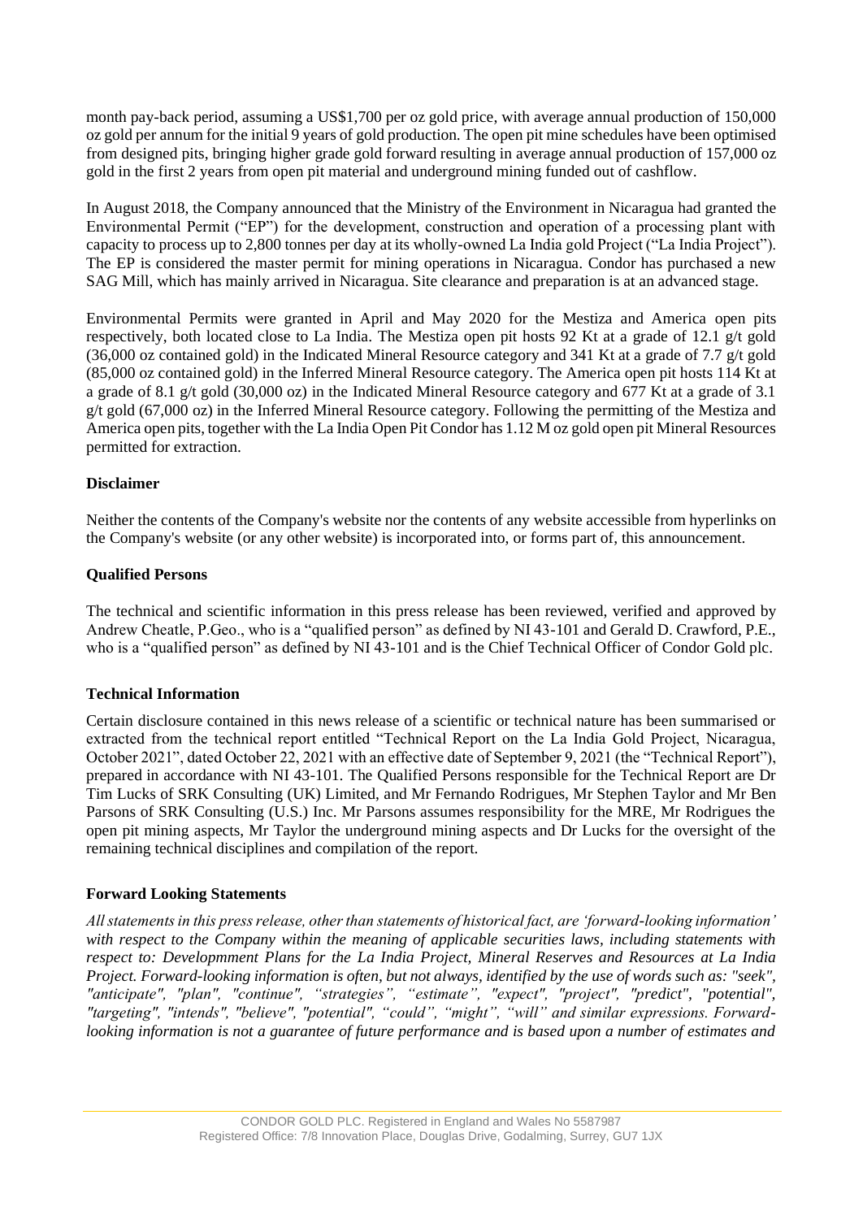month pay-back period, assuming a US$1,700 per oz gold price, with average annual production of 150,000 oz gold per annum for the initial 9 years of gold production. The open pit mine schedules have been optimised from designed pits, bringing higher grade gold forward resulting in average annual production of 157,000 oz gold in the first 2 years from open pit material and underground mining funded out of cashflow.

In August 2018, the Company announced that the Ministry of the Environment in Nicaragua had granted the Environmental Permit ("EP") for the development, construction and operation of a processing plant with capacity to process up to 2,800 tonnes per day at its wholly-owned La India gold Project ("La India Project"). The EP is considered the master permit for mining operations in Nicaragua. Condor has purchased a new SAG Mill, which has mainly arrived in Nicaragua. Site clearance and preparation is at an advanced stage.

Environmental Permits were granted in April and May 2020 for the Mestiza and America open pits respectively, both located close to La India. The Mestiza open pit hosts 92 Kt at a grade of 12.1 g/t gold (36,000 oz contained gold) in the Indicated Mineral Resource category and 341 Kt at a grade of 7.7 g/t gold (85,000 oz contained gold) in the Inferred Mineral Resource category. The America open pit hosts 114 Kt at a grade of 8.1 g/t gold (30,000 oz) in the Indicated Mineral Resource category and 677 Kt at a grade of 3.1 g/t gold (67,000 oz) in the Inferred Mineral Resource category. Following the permitting of the Mestiza and America open pits, together with the La India Open Pit Condor has 1.12 M oz gold open pit Mineral Resources permitted for extraction.

**Disclaimer**

Neither the contents of the Company's website nor the contents of any website accessible from hyperlinks on the Company's website (or any other website) is incorporated into, or forms part of, this announcement.

**Qualified Persons**

The technical and scientific information in this press release has been reviewed, verified and approved by Andrew Cheatle, P.Geo., who is a "qualified person" as defined by NI 43-101 and Gerald D. Crawford, P.E., who is a "qualified person" as defined by NI 43-101 and is the Chief Technical Officer of Condor Gold plc.

**Technical Information**

Certain disclosure contained in this news release of a scientific or technical nature has been summarised or extracted from the technical report entitled "Technical Report on the La India Gold Project, Nicaragua, October 2021", dated October 22, 2021 with an effective date of September 9, 2021 (the "Technical Report"), prepared in accordance with NI 43-101. The Qualified Persons responsible for the Technical Report are Dr Tim Lucks of SRK Consulting (UK) Limited, and Mr Fernando Rodrigues, Mr Stephen Taylor and Mr Ben Parsons of SRK Consulting (U.S.) Inc. Mr Parsons assumes responsibility for the MRE, Mr Rodrigues the open pit mining aspects, Mr Taylor the underground mining aspects and Dr Lucks for the oversight of the remaining technical disciplines and compilation of the report.

**Forward Looking Statements**

*All statements in this press release, other than statements of historical fact, are 'forward-looking information' with respect to the Company within the meaning of applicable securities laws, including statements with respect to: Developmment Plans for the La India Project, Mineral Reserves and Resources at La India Project. Forward-looking information is often, but not always, identified by the use of words such as: "seek", "anticipate", "plan", "continue", "strategies", "estimate", "expect", "project", "predict", "potential", "targeting", "intends", "believe", "potential", "could", "might", "will" and similar expressions. Forward-looking information is not a guarantee of future performance and is based upon a number of estimates and*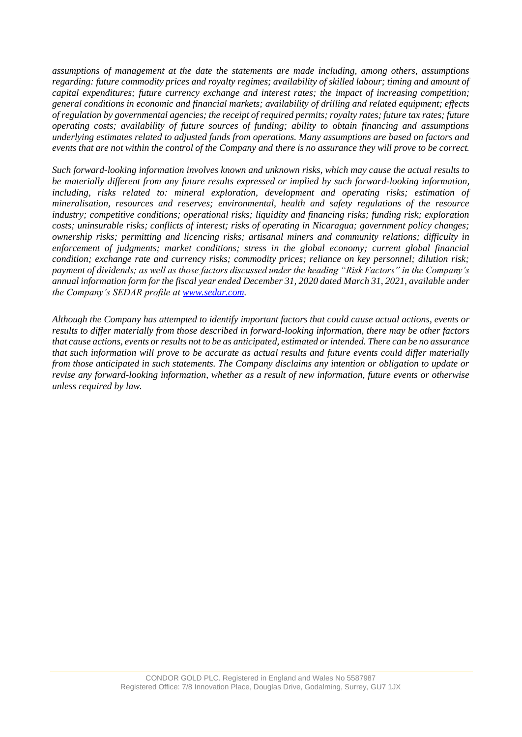*assumptions of management at the date the statements are made including, among others, assumptions regarding: future commodity prices and royalty regimes; availability of skilled labour; timing and amount of capital expenditures; future currency exchange and interest rates; the impact of increasing competition; general conditions in economic and financial markets; availability of drilling and related equipment; effects of regulation by governmental agencies; the receipt of required permits; royalty rates; future tax rates; future operating costs; availability of future sources of funding; ability to obtain financing and assumptions underlying estimates related to adjusted funds from operations. Many assumptions are based on factors and events that are not within the control of the Company and there is no assurance they will prove to be correct.*

*Such forward-looking information involves known and unknown risks, which may cause the actual results to be materially different from any future results expressed or implied by such forward-looking information, including, risks related to: mineral exploration, development and operating risks; estimation of mineralisation, resources and reserves; environmental, health and safety regulations of the resource industry; competitive conditions; operational risks; liquidity and financing risks; funding risk; exploration costs; uninsurable risks; conflicts of interest; risks of operating in Nicaragua; government policy changes; ownership risks; permitting and licencing risks; artisanal miners and community relations; difficulty in enforcement of judgments; market conditions; stress in the global economy; current global financial condition; exchange rate and currency risks; commodity prices; reliance on key personnel; dilution risk; payment of dividends; as well as those factors discussed under the heading "Risk Factors" in the Company's annual information form for the fiscal year ended December 31, 2020 dated March 31, 2021, available under the Company's SEDAR profile at [www.sedar.com](http://www.sedar.com).*

*Although the Company has attempted to identify important factors that could cause actual actions, events or results to differ materially from those described in forward-looking information, there may be other factors that cause actions, events or results not to be as anticipated, estimated or intended. There can be no assurance that such information will prove to be accurate as actual results and future events could differ materially from those anticipated in such statements. The Company disclaims any intention or obligation to update or revise any forward-looking information, whether as a result of new information, future events or otherwise unless required by law.*